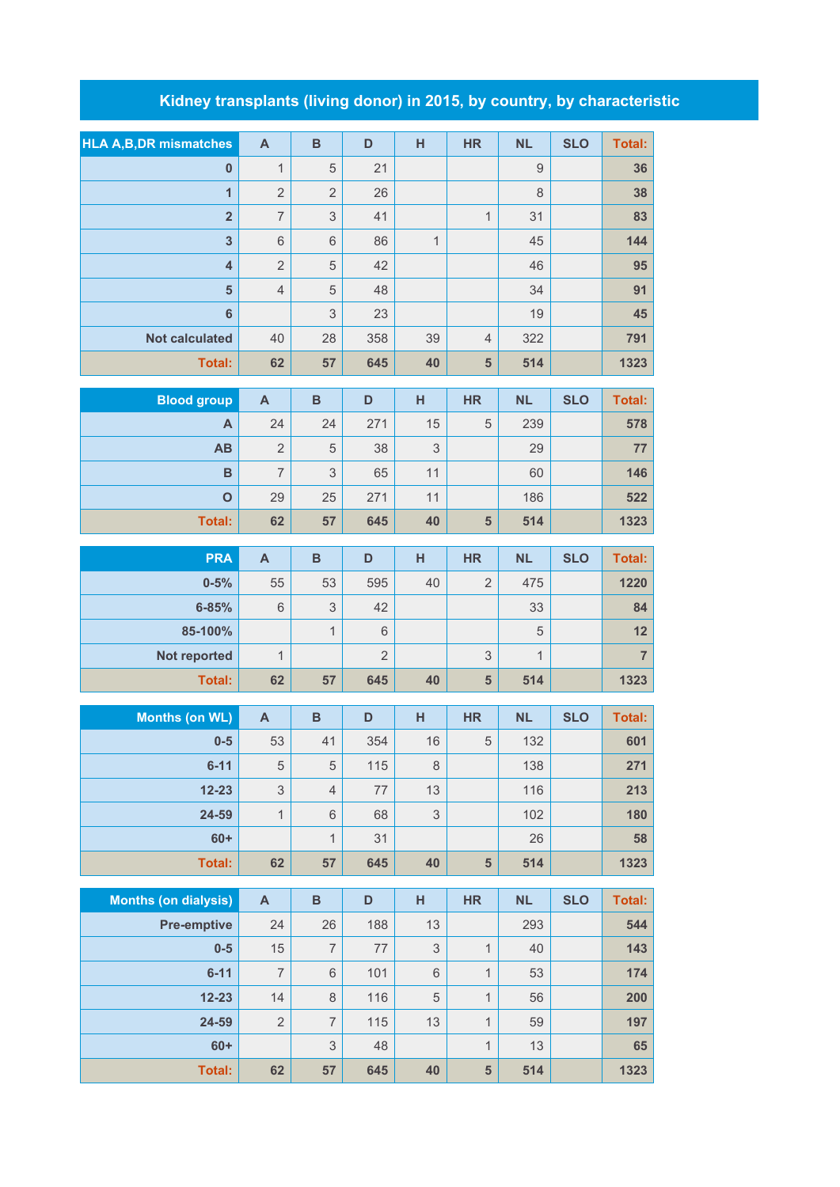# Kidney transplants (living donor) in 2015, by country, by characteristic

| HLA A,B,DR mismatches | A | B | D | H | HR | NL | SLO | Total: |
|---|---|---|---|---|---|---|---|---|
| 0 | 1 | 5 | 21 | | | 9 | | 36 |
| 1 | 2 | 2 | 26 | | | 8 | | 38 |
| 2 | 7 | 3 | 41 | | 1 | 31 | | 83 |
| 3 | 6 | 6 | 86 | 1 | | 45 | | 144 |
| 4 | 2 | 5 | 42 | | | 46 | | 95 |
| 5 | 4 | 5 | 48 | | | 34 | | 91 |
| 6 | | 3 | 23 | | | 19 | | 45 |
| Not calculated | 40 | 28 | 358 | 39 | 4 | 322 | | 791 |
| Total: | 62 | 57 | 645 | 40 | 5 | 514 | | 1323 |

| Blood group | A | B | D | H | HR | NL | SLO | Total: |
|---|---|---|---|---|---|---|---|---|
| A | 24 | 24 | 271 | 15 | 5 | 239 | | 578 |
| AB | 2 | 5 | 38 | 3 | | 29 | | 77 |
| B | 7 | 3 | 65 | 11 | | 60 | | 146 |
| O | 29 | 25 | 271 | 11 | | 186 | | 522 |
| Total: | 62 | 57 | 645 | 40 | 5 | 514 | | 1323 |

| PRA | A | B | D | H | HR | NL | SLO | Total: |
|---|---|---|---|---|---|---|---|---|
| 0-5% | 55 | 53 | 595 | 40 | 2 | 475 | | 1220 |
| 6-85% | 6 | 3 | 42 | | | 33 | | 84 |
| 85-100% | | 1 | 6 | | | 5 | | 12 |
| Not reported | 1 | | 2 | | 3 | 1 | | 7 |
| Total: | 62 | 57 | 645 | 40 | 5 | 514 | | 1323 |

| Months (on WL) | A | B | D | H | HR | NL | SLO | Total: |
|---|---|---|---|---|---|---|---|---|
| 0-5 | 53 | 41 | 354 | 16 | 5 | 132 | | 601 |
| 6-11 | 5 | 5 | 115 | 8 | | 138 | | 271 |
| 12-23 | 3 | 4 | 77 | 13 | | 116 | | 213 |
| 24-59 | 1 | 6 | 68 | 3 | | 102 | | 180 |
| 60+ | | 1 | 31 | | | 26 | | 58 |
| Total: | 62 | 57 | 645 | 40 | 5 | 514 | | 1323 |

| Months (on dialysis) | A | B | D | H | HR | NL | SLO | Total: |
|---|---|---|---|---|---|---|---|---|
| Pre-emptive | 24 | 26 | 188 | 13 | | 293 | | 544 |
| 0-5 | 15 | 7 | 77 | 3 | 1 | 40 | | 143 |
| 6-11 | 7 | 6 | 101 | 6 | 1 | 53 | | 174 |
| 12-23 | 14 | 8 | 116 | 5 | 1 | 56 | | 200 |
| 24-59 | 2 | 7 | 115 | 13 | 1 | 59 | | 197 |
| 60+ | | 3 | 48 | | 1 | 13 | | 65 |
| Total: | 62 | 57 | 645 | 40 | 5 | 514 | | 1323 |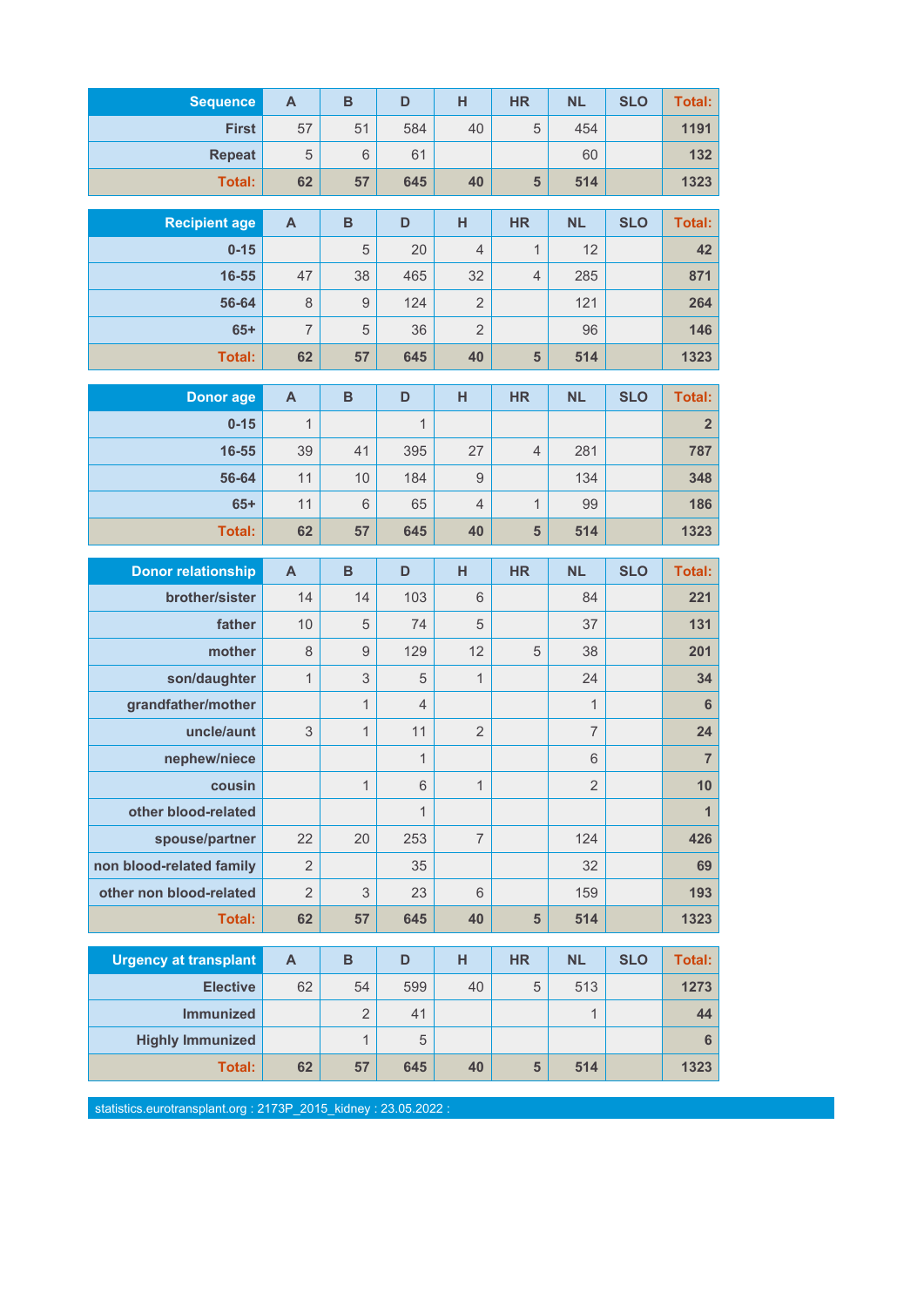| Sequence | A | B | D | H | HR | NL | SLO | Total: |
|---|---|---|---|---|---|---|---|---|
| First | 57 | 51 | 584 | 40 | 5 | 454 | | 1191 |
| Repeat | 5 | 6 | 61 | | | 60 | | 132 |
| Total: | 62 | 57 | 645 | 40 | 5 | 514 | | 1323 |

| Recipient age | A | B | D | H | HR | NL | SLO | Total: |
|---|---|---|---|---|---|---|---|---|
| 0-15 | | 5 | 20 | 4 | 1 | 12 | | 42 |
| 16-55 | 47 | 38 | 465 | 32 | 4 | 285 | | 871 |
| 56-64 | 8 | 9 | 124 | 2 | | 121 | | 264 |
| 65+ | 7 | 5 | 36 | 2 | | 96 | | 146 |
| Total: | 62 | 57 | 645 | 40 | 5 | 514 | | 1323 |

| Donor age | A | B | D | H | HR | NL | SLO | Total: |
|---|---|---|---|---|---|---|---|---|
| 0-15 | 1 | | 1 | | | | | 2 |
| 16-55 | 39 | 41 | 395 | 27 | 4 | 281 | | 787 |
| 56-64 | 11 | 10 | 184 | 9 | | 134 | | 348 |
| 65+ | 11 | 6 | 65 | 4 | 1 | 99 | | 186 |
| Total: | 62 | 57 | 645 | 40 | 5 | 514 | | 1323 |

| Donor relationship | A | B | D | H | HR | NL | SLO | Total: |
|---|---|---|---|---|---|---|---|---|
| brother/sister | 14 | 14 | 103 | 6 | | 84 | | 221 |
| father | 10 | 5 | 74 | 5 | | 37 | | 131 |
| mother | 8 | 9 | 129 | 12 | 5 | 38 | | 201 |
| son/daughter | 1 | 3 | 5 | 1 | | 24 | | 34 |
| grandfather/mother | | 1 | 4 | | | 1 | | 6 |
| uncle/aunt | 3 | 1 | 11 | 2 | | 7 | | 24 |
| nephew/niece | | | 1 | | | 6 | | 7 |
| cousin | | 1 | 6 | 1 | | 2 | | 10 |
| other blood-related | | | 1 | | | | | 1 |
| spouse/partner | 22 | 20 | 253 | 7 | | 124 | | 426 |
| non blood-related family | 2 | | 35 | | | 32 | | 69 |
| other non blood-related | 2 | 3 | 23 | 6 | | 159 | | 193 |
| Total: | 62 | 57 | 645 | 40 | 5 | 514 | | 1323 |

| Urgency at transplant | A | B | D | H | HR | NL | SLO | Total: |
|---|---|---|---|---|---|---|---|---|
| Elective | 62 | 54 | 599 | 40 | 5 | 513 | | 1273 |
| Immunized | | 2 | 41 | | | 1 | | 44 |
| Highly Immunized | | 1 | 5 | | | | | 6 |
| Total: | 62 | 57 | 645 | 40 | 5 | 514 | | 1323 |

statistics.eurotransplant.org : 2173P_2015_kidney : 23.05.2022 :